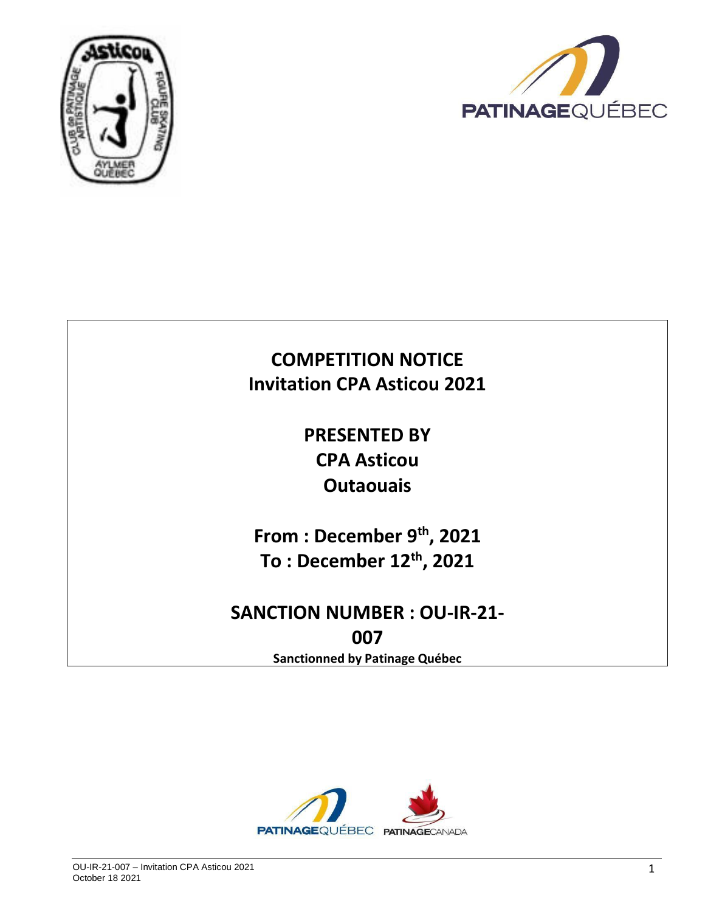# COMPETITION NOTICE

## Invitation CPA Asticou 2021

**PRESENTED BY**

**CPA Asticou**

**Outaouais**

**From : December 9th, 2021**

**To : December 12th, 2021**

## SANCTION NUMBER : OU-IR-21-007

**Sanctionned by Patinage Québec**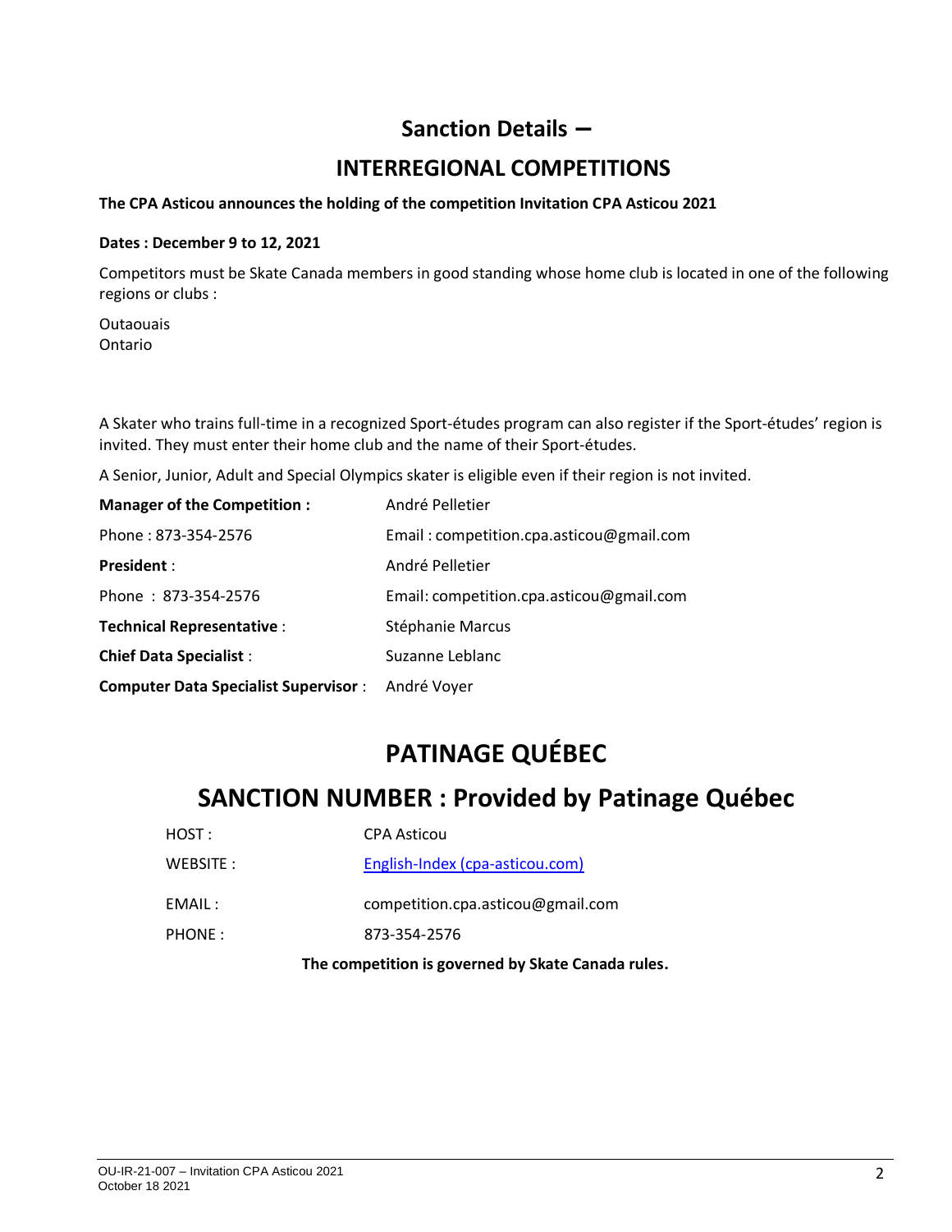# Sanction Details –

# INTERREGIONAL COMPETITIONS

**The CPA Asticou announces the holding of the competition Invitation CPA Asticou 2021**

**Dates : December 9 to 12, 2021**

Competitors must be Skate Canada members in good standing whose home club is located in one of the following regions or clubs :

Outaouais
Ontario

A Skater who trains full-time in a recognized Sport-études program can also register if the Sport-études' region is invited. They must enter their home club and the name of their Sport-études.

A Senior, Junior, Adult and Special Olympics skater is eligible even if their region is not invited.

| | |
|---|---|
| **Manager of the Competition :** | André Pelletier |
| Phone : 873-354-2576 | Email : competition.cpa.asticou@gmail.com |
| **President** : | André Pelletier |
| Phone : 873-354-2576 | Email: competition.cpa.asticou@gmail.com |
| **Technical Representative** : | Stéphanie Marcus |
| **Chief Data Specialist** : | Suzanne Leblanc |
| **Computer Data Specialist Supervisor** : | André Voyer |

# PATINAGE QUÉBEC

# SANCTION NUMBER : Provided by Patinage Québec

| | |
|---|---|
| HOST : | CPA Asticou |
| WEBSITE : | English-Index (cpa-asticou.com) |
| EMAIL : | competition.cpa.asticou@gmail.com |
| PHONE : | 873-354-2576 |

**The competition is governed by Skate Canada rules.**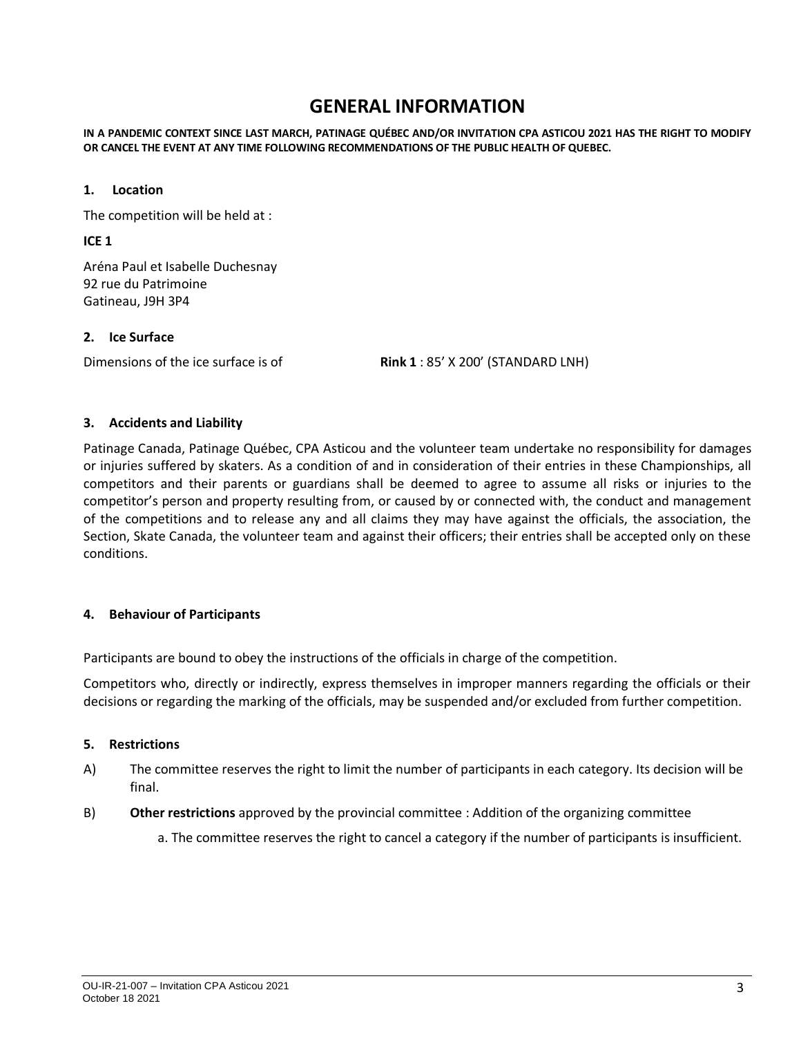# GENERAL INFORMATION

**IN A PANDEMIC CONTEXT SINCE LAST MARCH, PATINAGE QUÉBEC AND/OR INVITATION CPA ASTICOU 2021 HAS THE RIGHT TO MODIFY OR CANCEL THE EVENT AT ANY TIME FOLLOWING RECOMMENDATIONS OF THE PUBLIC HEALTH OF QUEBEC.**

### 1. Location

The competition will be held at :

**ICE 1**

Aréna Paul et Isabelle Duchesnay
92 rue du Patrimoine
Gatineau, J9H 3P4

### 2. Ice Surface

Dimensions of the ice surface is of **Rink 1** : 85' X 200' (STANDARD LNH)

### 3. Accidents and Liability

Patinage Canada, Patinage Québec, CPA Asticou and the volunteer team undertake no responsibility for damages or injuries suffered by skaters. As a condition of and in consideration of their entries in these Championships, all competitors and their parents or guardians shall be deemed to agree to assume all risks or injuries to the competitor's person and property resulting from, or caused by or connected with, the conduct and management of the competitions and to release any and all claims they may have against the officials, the association, the Section, Skate Canada, the volunteer team and against their officers; their entries shall be accepted only on these conditions.

### 4. Behaviour of Participants

Participants are bound to obey the instructions of the officials in charge of the competition.

Competitors who, directly or indirectly, express themselves in improper manners regarding the officials or their decisions or regarding the marking of the officials, may be suspended and/or excluded from further competition.

### 5. Restrictions

A) The committee reserves the right to limit the number of participants in each category. Its decision will be final.

B) **Other restrictions** approved by the provincial committee : Addition of the organizing committee

a. The committee reserves the right to cancel a category if the number of participants is insufficient.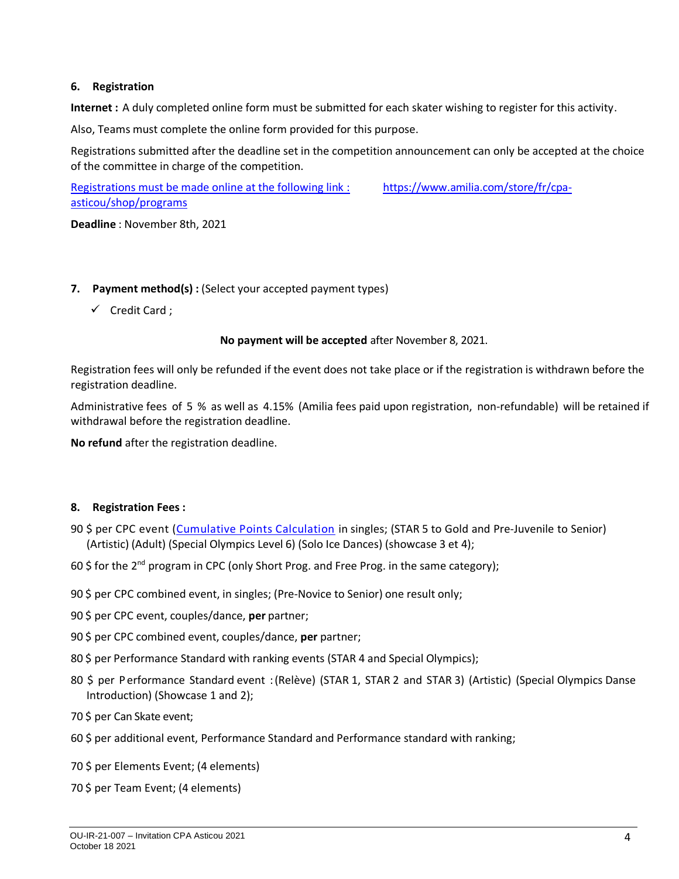## 6. Registration

**Internet :** A duly completed online form must be submitted for each skater wishing to register for this activity.

Also, Teams must complete the online form provided for this purpose.

Registrations submitted after the deadline set in the competition announcement can only be accepted at the choice of the committee in charge of the competition.

Registrations must be made online at the following link : https://www.amilia.com/store/fr/cpa-asticou/shop/programs

**Deadline** : November 8th, 2021

## 7. Payment method(s) : (Select your accepted payment types)

- ✓ Credit Card ;

**No payment will be accepted** after November 8, 2021.

Registration fees will only be refunded if the event does not take place or if the registration is withdrawn before the registration deadline.

Administrative fees of 5 % as well as 4.15% (Amilia fees paid upon registration, non-refundable) will be retained if withdrawal before the registration deadline.

**No refund** after the registration deadline.

## 8. Registration Fees :

90 $ per CPC event (Cumulative Points Calculation in singles; (STAR 5 to Gold and Pre-Juvenile to Senior) (Artistic) (Adult) (Special Olympics Level 6) (Solo Ice Dances) (showcase 3 et 4);

60 $ for the 2nd program in CPC (only Short Prog. and Free Prog. in the same category);

90 $ per CPC combined event, in singles; (Pre-Novice to Senior) one result only;

90 $ per CPC event, couples/dance, **per** partner;

90 $ per CPC combined event, couples/dance, **per** partner;

80 $ per Performance Standard with ranking events (STAR 4 and Special Olympics);

80 $ per Performance Standard event : (Relève) (STAR 1, STAR 2 and STAR 3) (Artistic) (Special Olympics Danse Introduction) (Showcase 1 and 2);

70 $ per Can Skate event;

60 $ per additional event, Performance Standard and Performance standard with ranking;

70 $ per Elements Event; (4 elements)

70 $ per Team Event; (4 elements)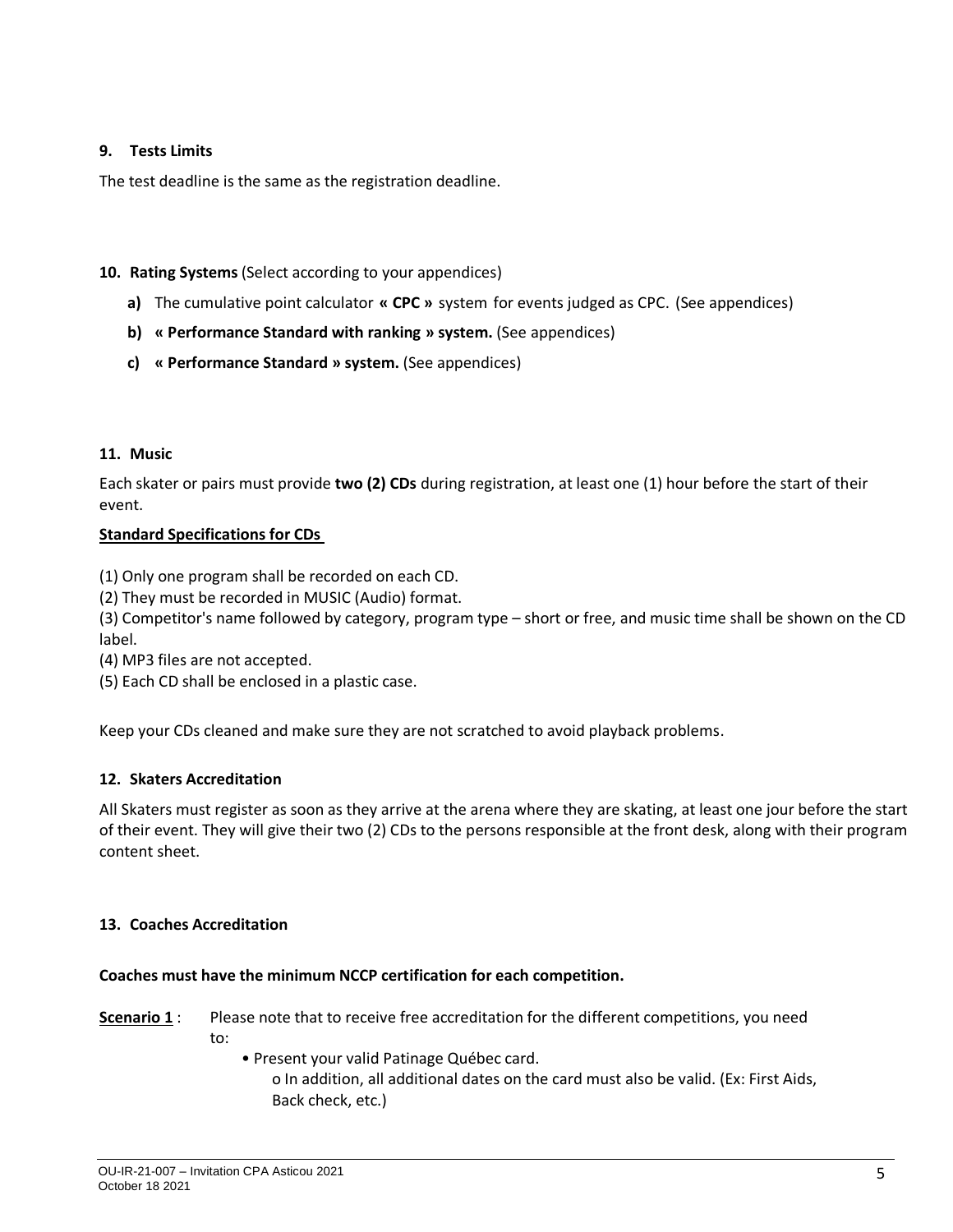### 9. Tests Limits

The test deadline is the same as the registration deadline.

### 10. Rating Systems (Select according to your appendices)

- **a)** The cumulative point calculator **« CPC »** system for events judged as CPC. (See appendices)
- **b)** **« Performance Standard with ranking » system.** (See appendices)
- **c)** **« Performance Standard » system.** (See appendices)

### 11. Music

Each skater or pairs must provide **two (2) CDs** during registration, at least one (1) hour before the start of their event.

**Standard Specifications for CDs**

(1) Only one program shall be recorded on each CD.
(2) They must be recorded in MUSIC (Audio) format.
(3) Competitor's name followed by category, program type – short or free, and music time shall be shown on the CD label.
(4) MP3 files are not accepted.
(5) Each CD shall be enclosed in a plastic case.

Keep your CDs cleaned and make sure they are not scratched to avoid playback problems.

### 12. Skaters Accreditation

All Skaters must register as soon as they arrive at the arena where they are skating, at least one jour before the start of their event. They will give their two (2) CDs to the persons responsible at the front desk, along with their program content sheet.

### 13. Coaches Accreditation

**Coaches must have the minimum NCCP certification for each competition.**

**Scenario 1** : Please note that to receive free accreditation for the different competitions, you need to:

- Present your valid Patinage Québec card.
  - In addition, all additional dates on the card must also be valid. (Ex: First Aids, Back check, etc.)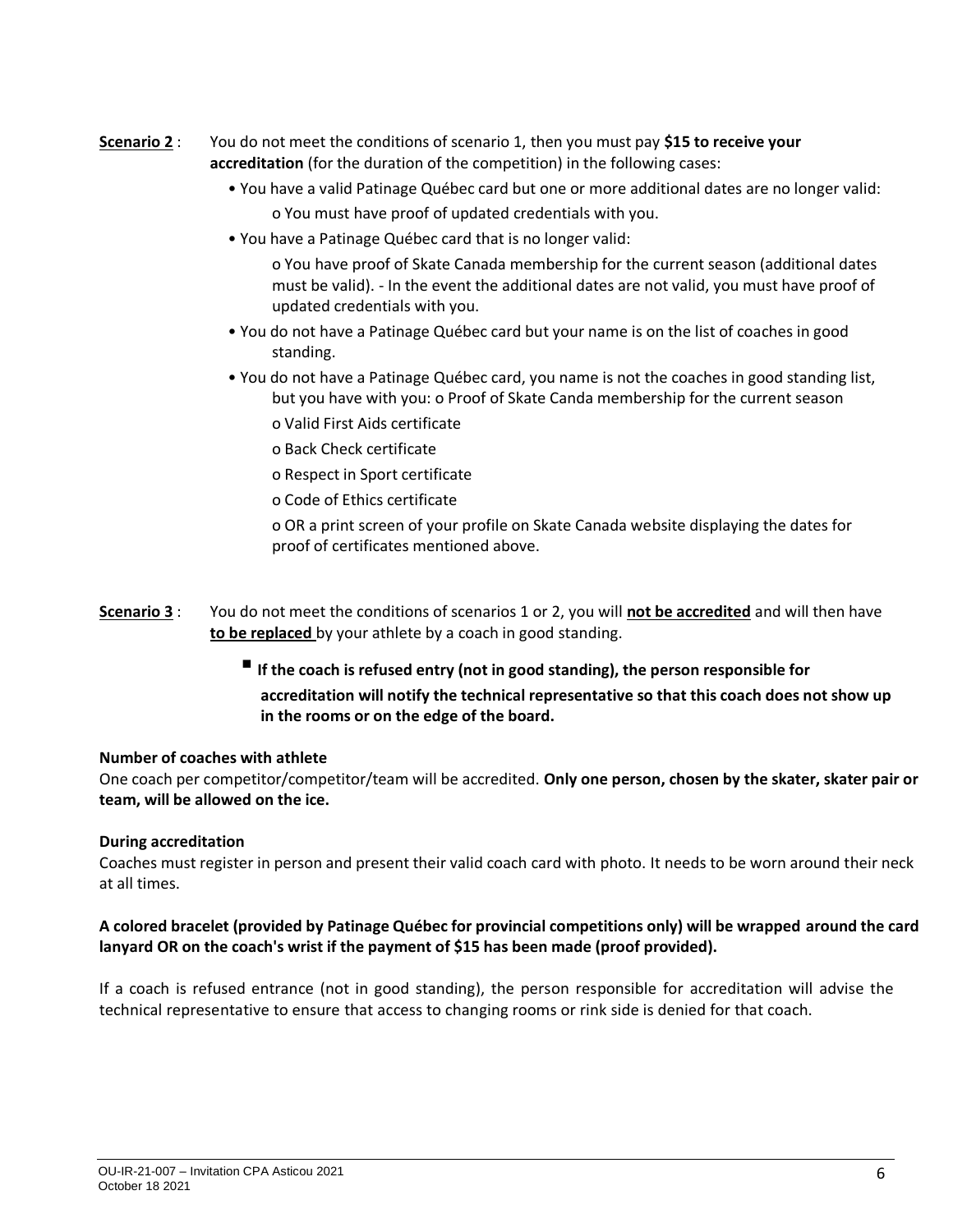**Scenario 2** : You do not meet the conditions of scenario 1, then you must pay **$15 to receive your accreditation** (for the duration of the competition) in the following cases:

- You have a valid Patinage Québec card but one or more additional dates are no longer valid:
  - o You must have proof of updated credentials with you.
- You have a Patinage Québec card that is no longer valid:
  - o You have proof of Skate Canada membership for the current season (additional dates must be valid). - In the event the additional dates are not valid, you must have proof of updated credentials with you.
- You do not have a Patinage Québec card but your name is on the list of coaches in good standing.
- You do not have a Patinage Québec card, you name is not the coaches in good standing list, but you have with you: o Proof of Skate Canda membership for the current season
  - o Valid First Aids certificate
  - o Back Check certificate
  - o Respect in Sport certificate
  - o Code of Ethics certificate
  - o OR a print screen of your profile on Skate Canada website displaying the dates for proof of certificates mentioned above.

**Scenario 3** : You do not meet the conditions of scenarios 1 or 2, you will **not be accredited** and will then have **to be replaced** by your athlete by a coach in good standing.

- **If the coach is refused entry (not in good standing), the person responsible for accreditation will notify the technical representative so that this coach does not show up in the rooms or on the edge of the board.**

**Number of coaches with athlete**

One coach per competitor/competitor/team will be accredited. **Only one person, chosen by the skater, skater pair or team, will be allowed on the ice.**

**During accreditation**

Coaches must register in person and present their valid coach card with photo. It needs to be worn around their neck at all times.

**A colored bracelet (provided by Patinage Québec for provincial competitions only) will be wrapped around the card lanyard OR on the coach's wrist if the payment of $15 has been made (proof provided).**

If a coach is refused entrance (not in good standing), the person responsible for accreditation will advise the technical representative to ensure that access to changing rooms or rink side is denied for that coach.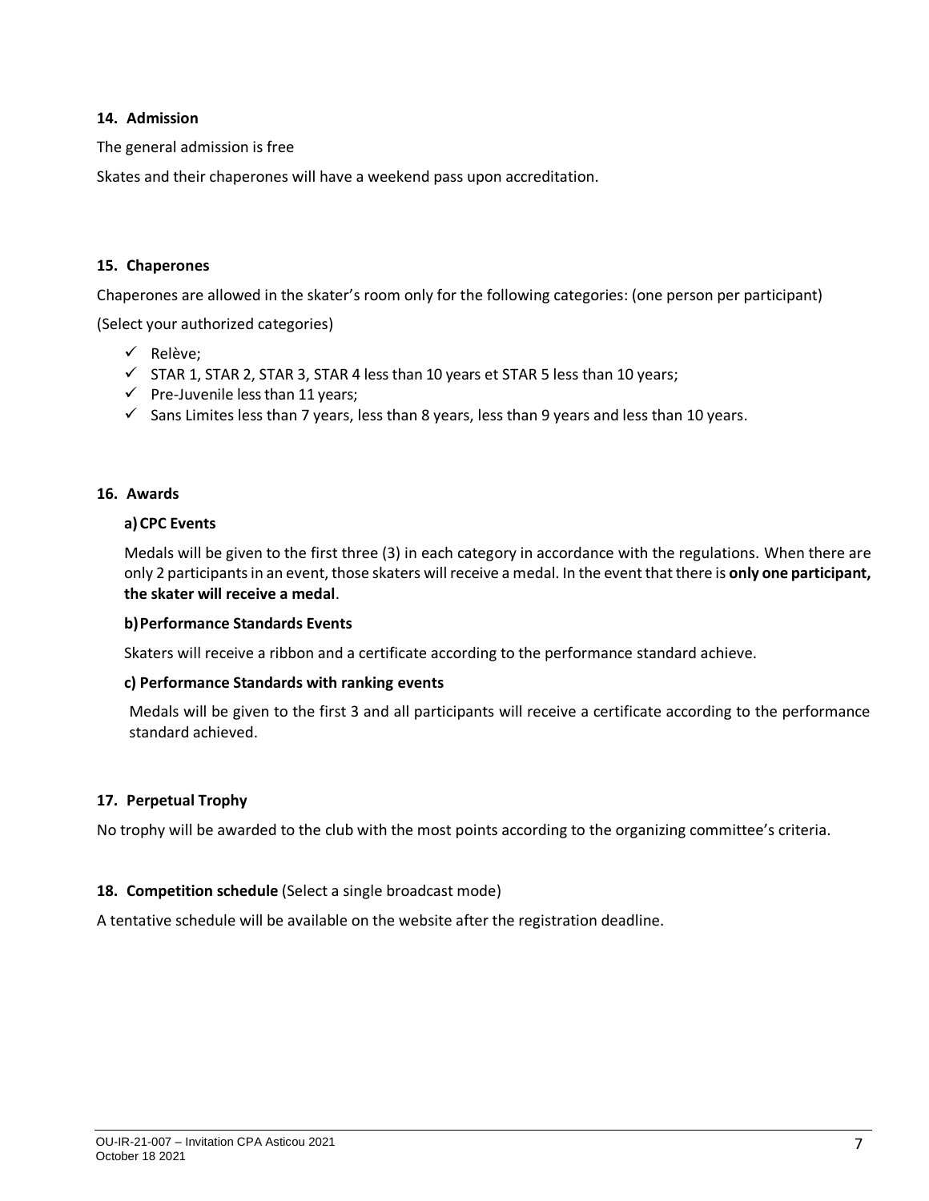### 14. Admission

The general admission is free

Skates and their chaperones will have a weekend pass upon accreditation.

### 15. Chaperones

Chaperones are allowed in the skater's room only for the following categories: (one person per participant)

(Select your authorized categories)

- ✓ Relève;
- ✓ STAR 1, STAR 2, STAR 3, STAR 4 less than 10 years et STAR 5 less than 10 years;
- ✓ Pre-Juvenile less than 11 years;
- ✓ Sans Limites less than 7 years, less than 8 years, less than 9 years and less than 10 years.

### 16. Awards

**a) CPC Events**

Medals will be given to the first three (3) in each category in accordance with the regulations. When there are only 2 participants in an event, those skaters will receive a medal. In the event that there is **only one participant, the skater will receive a medal**.

**b) Performance Standards Events**

Skaters will receive a ribbon and a certificate according to the performance standard achieve.

**c) Performance Standards with ranking events**

Medals will be given to the first 3 and all participants will receive a certificate according to the performance standard achieved.

### 17. Perpetual Trophy

No trophy will be awarded to the club with the most points according to the organizing committee's criteria.

### 18. Competition schedule (Select a single broadcast mode)

A tentative schedule will be available on the website after the registration deadline.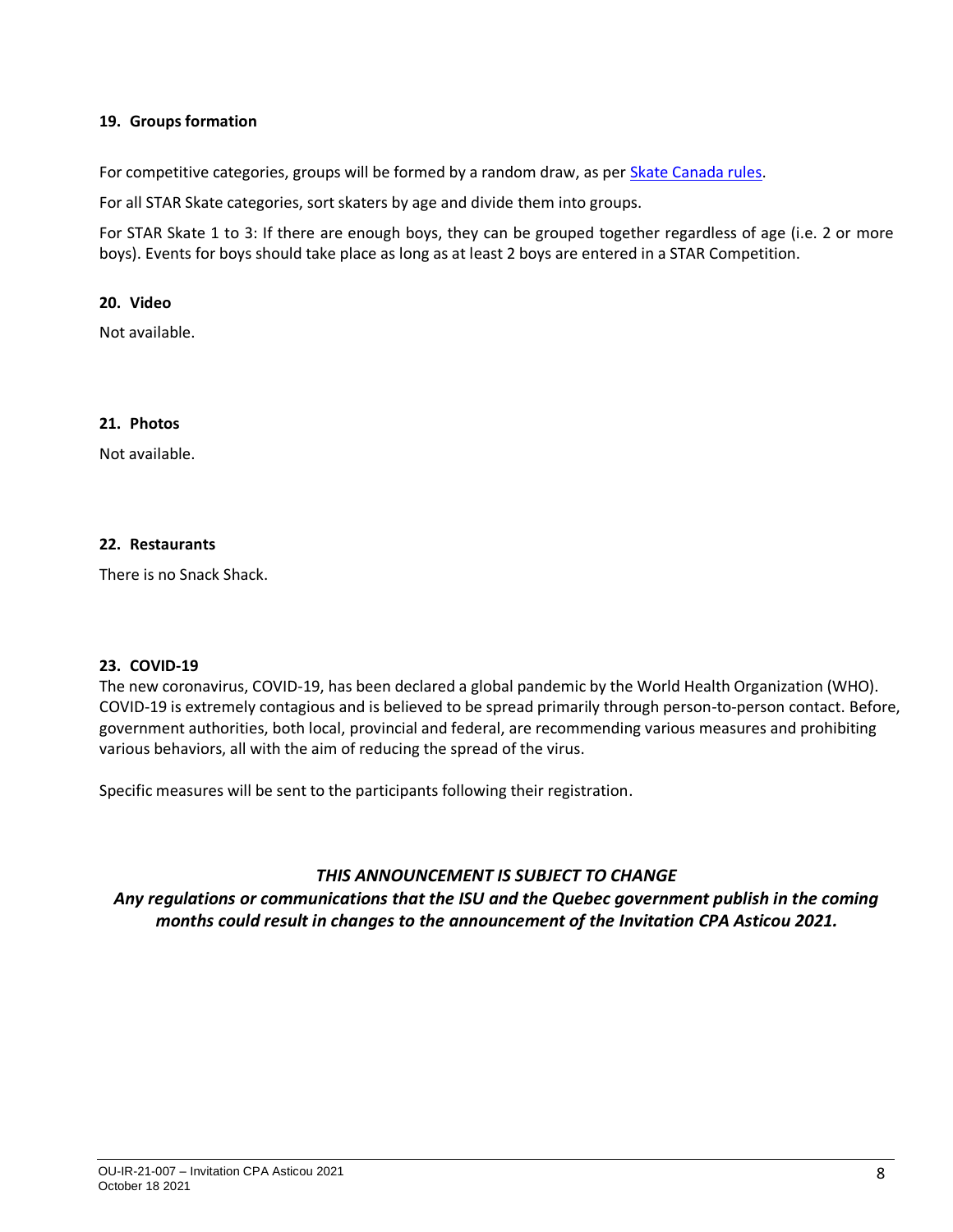### 19. Groups formation

For competitive categories, groups will be formed by a random draw, as per [Skate Canada rules](#).

For all STAR Skate categories, sort skaters by age and divide them into groups.

For STAR Skate 1 to 3: If there are enough boys, they can be grouped together regardless of age (i.e. 2 or more boys). Events for boys should take place as long as at least 2 boys are entered in a STAR Competition.

### 20. Video

Not available.

### 21. Photos

Not available.

### 22. Restaurants

There is no Snack Shack.

### 23. COVID-19

The new coronavirus, COVID-19, has been declared a global pandemic by the World Health Organization (WHO). COVID-19 is extremely contagious and is believed to be spread primarily through person-to-person contact. Before, government authorities, both local, provincial and federal, are recommending various measures and prohibiting various behaviors, all with the aim of reducing the spread of the virus.

Specific measures will be sent to the participants following their registration.

***THIS ANNOUNCEMENT IS SUBJECT TO CHANGE***

***Any regulations or communications that the ISU and the Quebec government publish in the coming months could result in changes to the announcement of the Invitation CPA Asticou 2021.***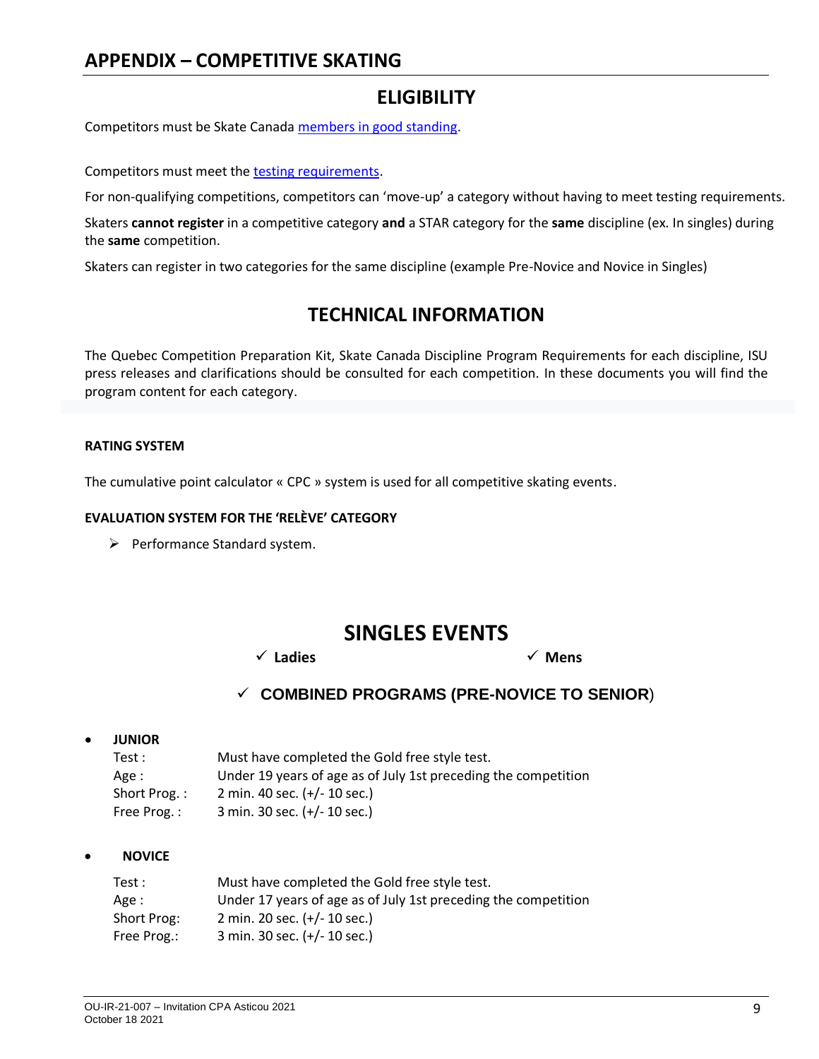# APPENDIX – COMPETITIVE SKATING

## ELIGIBILITY

Competitors must be Skate Canada members in good standing.

Competitors must meet the testing requirements.

For non-qualifying competitions, competitors can 'move-up' a category without having to meet testing requirements.

Skaters **cannot register** in a competitive category **and** a STAR category for the **same** discipline (ex. In singles) during the **same** competition.

Skaters can register in two categories for the same discipline (example Pre-Novice and Novice in Singles)

## TECHNICAL INFORMATION

The Quebec Competition Preparation Kit, Skate Canada Discipline Program Requirements for each discipline, ISU press releases and clarifications should be consulted for each competition. In these documents you will find the program content for each category.

**RATING SYSTEM**

The cumulative point calculator « CPC » system is used for all competitive skating events.

**EVALUATION SYSTEM FOR THE 'RELÈVE' CATEGORY**

- Performance Standard system.

## SINGLES EVENTS

- ✓ **Ladies**
- ✓ **Mens**

### ✓ COMBINED PROGRAMS (PRE-NOVICE TO SENIOR)

- **JUNIOR**

  Test : Must have completed the Gold free style test.
  Age : Under 19 years of age as of July 1st preceding the competition
  Short Prog. : 2 min. 40 sec. (+/- 10 sec.)
  Free Prog. : 3 min. 30 sec. (+/- 10 sec.)

- **NOVICE**

  Test : Must have completed the Gold free style test.
  Age : Under 17 years of age as of July 1st preceding the competition
  Short Prog: 2 min. 20 sec. (+/- 10 sec.)
  Free Prog.: 3 min. 30 sec. (+/- 10 sec.)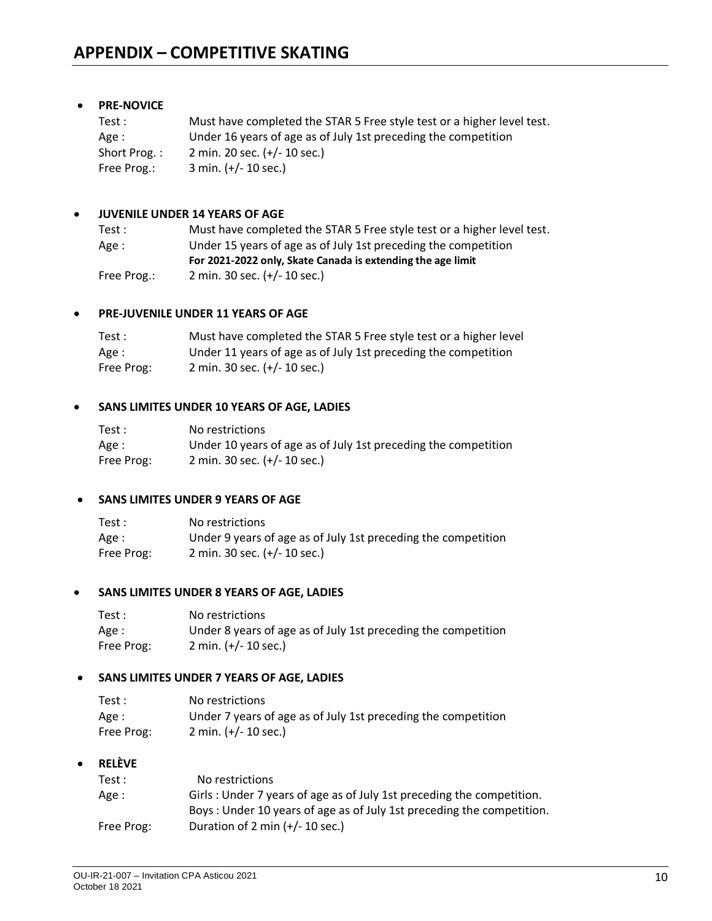# APPENDIX – COMPETITIVE SKATING

- **PRE-NOVICE**

| | |
|---|---|
| Test : | Must have completed the STAR 5 Free style test or a higher level test. |
| Age : | Under 16 years of age as of July 1st preceding the competition |
| Short Prog. : | 2 min. 20 sec. (+/- 10 sec.) |
| Free Prog.: | 3 min. (+/- 10 sec.) |

- **JUVENILE UNDER 14 YEARS OF AGE**

| | |
|---|---|
| Test : | Must have completed the STAR 5 Free style test or a higher level test. |
| Age : | Under 15 years of age as of July 1st preceding the competition<br>**For 2021-2022 only, Skate Canada is extending the age limit** |
| Free Prog.: | 2 min. 30 sec. (+/- 10 sec.) |

- **PRE-JUVENILE UNDER 11 YEARS OF AGE**

| | |
|---|---|
| Test : | Must have completed the STAR 5 Free style test or a higher level |
| Age : | Under 11 years of age as of July 1st preceding the competition |
| Free Prog: | 2 min. 30 sec. (+/- 10 sec.) |

- **SANS LIMITES UNDER 10 YEARS OF AGE, LADIES**

| | |
|---|---|
| Test : | No restrictions |
| Age : | Under 10 years of age as of July 1st preceding the competition |
| Free Prog: | 2 min. 30 sec. (+/- 10 sec.) |

- **SANS LIMITES UNDER 9 YEARS OF AGE**

| | |
|---|---|
| Test : | No restrictions |
| Age : | Under 9 years of age as of July 1st preceding the competition |
| Free Prog: | 2 min. 30 sec. (+/- 10 sec.) |

- **SANS LIMITES UNDER 8 YEARS OF AGE, LADIES**

| | |
|---|---|
| Test : | No restrictions |
| Age : | Under 8 years of age as of July 1st preceding the competition |
| Free Prog: | 2 min. (+/- 10 sec.) |

- **SANS LIMITES UNDER 7 YEARS OF AGE, LADIES**

| | |
|---|---|
| Test : | No restrictions |
| Age : | Under 7 years of age as of July 1st preceding the competition |
| Free Prog: | 2 min. (+/- 10 sec.) |

- **RELÈVE**

| | |
|---|---|
| Test : | No restrictions |
| Age : | Girls : Under 7 years of age as of July 1st preceding the competition.<br>Boys : Under 10 years of age as of July 1st preceding the competition. |
| Free Prog: | Duration of 2 min (+/- 10 sec.) |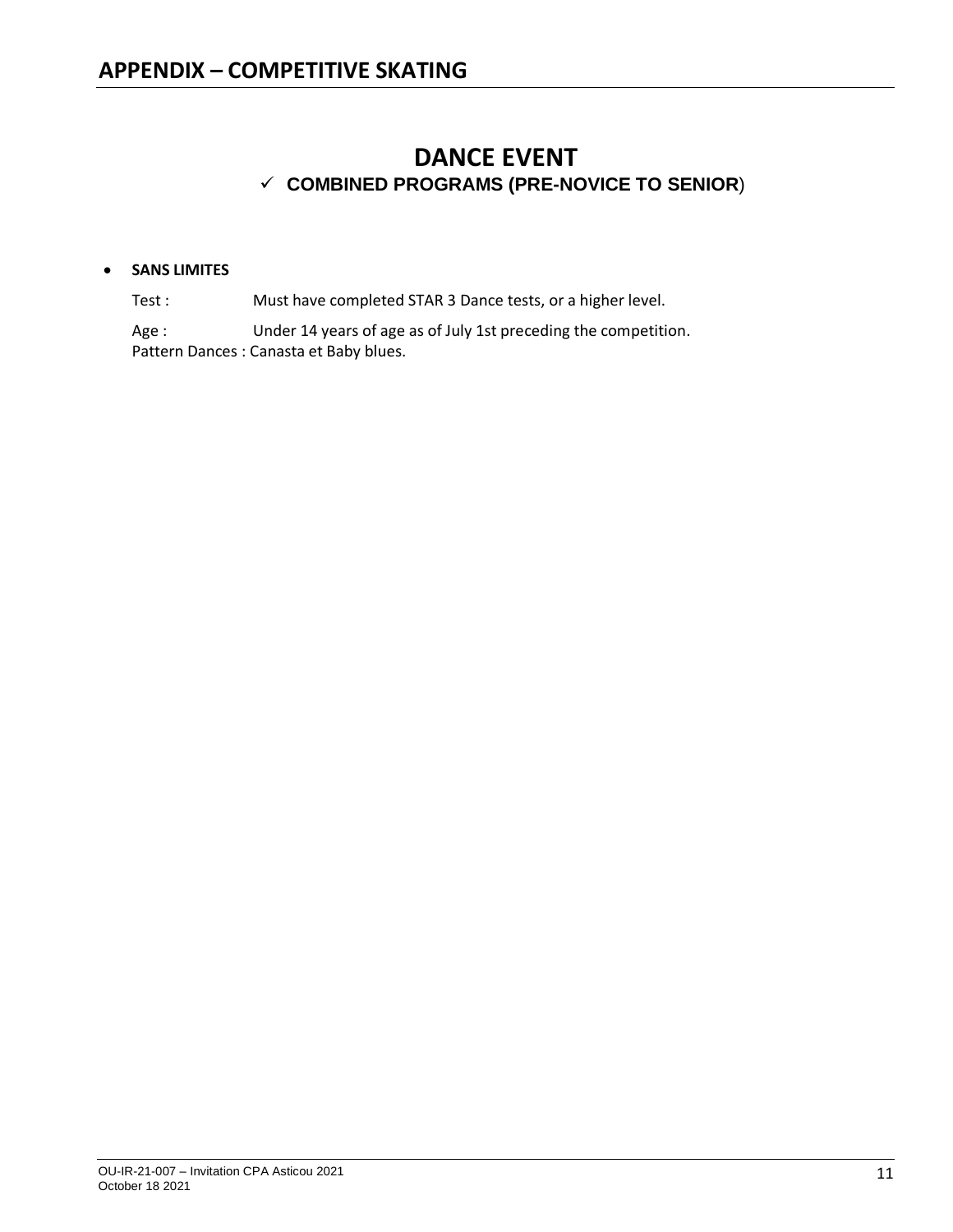# APPENDIX – COMPETITIVE SKATING

## DANCE EVENT

✓ **COMBINED PROGRAMS (PRE-NOVICE TO SENIOR**)

- **SANS LIMITES**

  Test : Must have completed STAR 3 Dance tests, or a higher level.

  Age : Under 14 years of age as of July 1st preceding the competition.
  Pattern Dances : Canasta et Baby blues.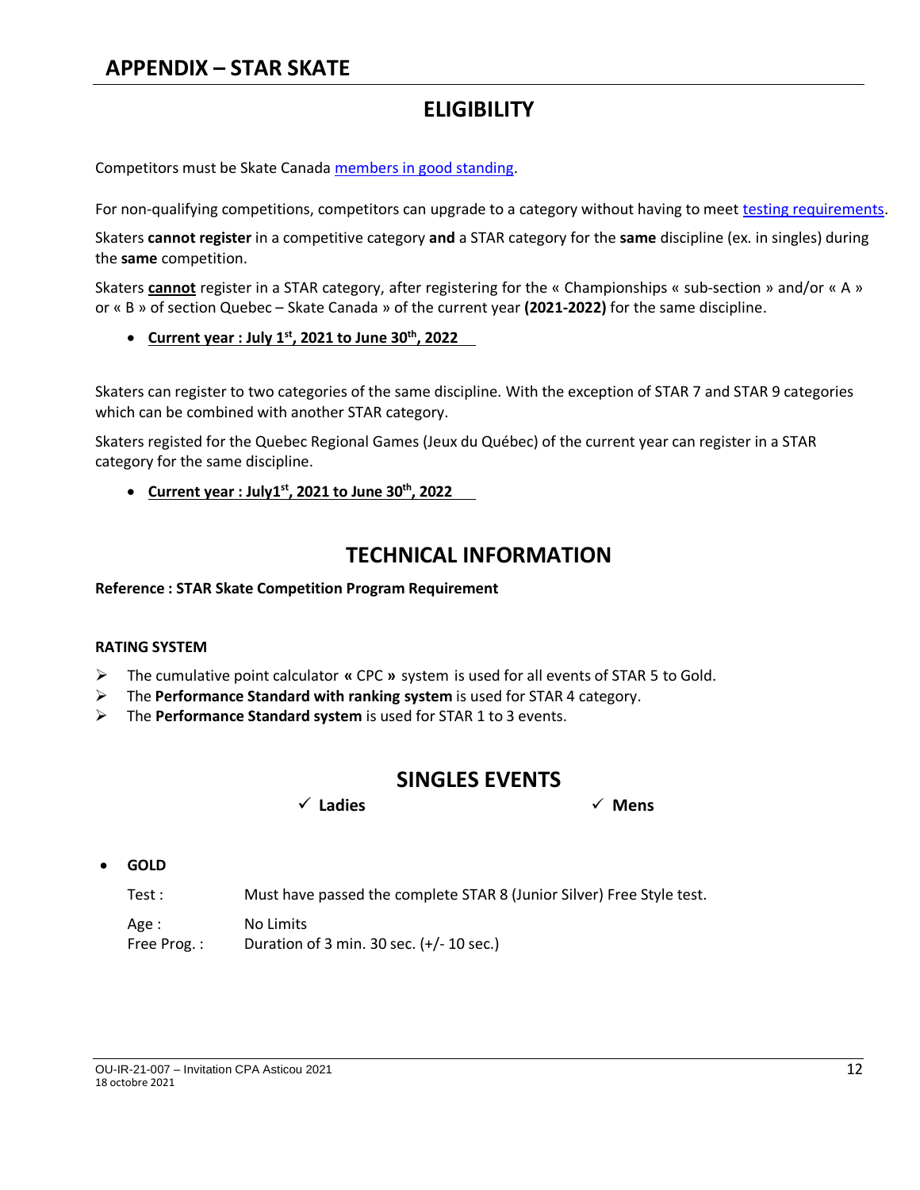# APPENDIX – STAR SKATE

## ELIGIBILITY

Competitors must be Skate Canada members in good standing.

For non-qualifying competitions, competitors can upgrade to a category without having to meet testing requirements.

Skaters **cannot register** in a competitive category **and** a STAR category for the **same** discipline (ex. in singles) during the **same** competition.

Skaters **cannot** register in a STAR category, after registering for the « Championships « sub-section » and/or « A » or « B » of section Quebec – Skate Canada » of the current year **(2021-2022)** for the same discipline.

- **Current year : July 1st, 2021 to June 30th, 2022**

Skaters can register to two categories of the same discipline. With the exception of STAR 7 and STAR 9 categories which can be combined with another STAR category.

Skaters registed for the Quebec Regional Games (Jeux du Québec) of the current year can register in a STAR category for the same discipline.

- **Current year : July1st, 2021 to June 30th, 2022**

## TECHNICAL INFORMATION

**Reference : STAR Skate Competition Program Requirement**

**RATING SYSTEM**

- The cumulative point calculator **«** CPC **»** system is used for all events of STAR 5 to Gold.
- The **Performance Standard with ranking system** is used for STAR 4 category.
- The **Performance Standard system** is used for STAR 1 to 3 events.

## SINGLES EVENTS

✓ **Ladies** ✓ **Mens**

- **GOLD**

  Test : Must have passed the complete STAR 8 (Junior Silver) Free Style test.

  Age : No Limits

  Free Prog. : Duration of 3 min. 30 sec. (+/- 10 sec.)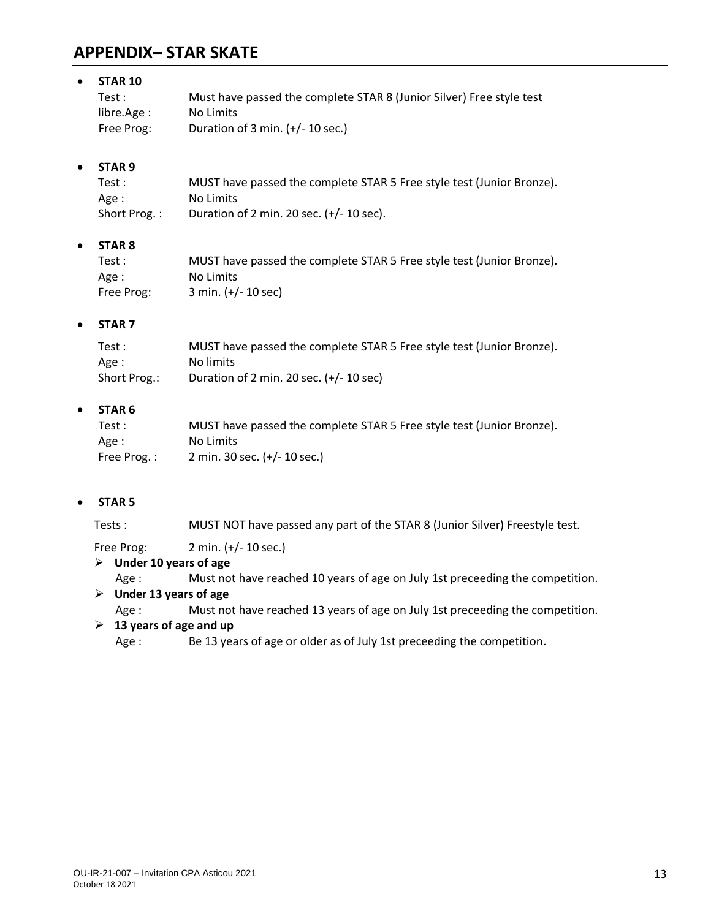# APPENDIX– STAR SKATE

- **STAR 10**

  Test : Must have passed the complete STAR 8 (Junior Silver) Free style test
  libre.Age : No Limits
  Free Prog: Duration of 3 min. (+/- 10 sec.)

- **STAR 9**

  Test : MUST have passed the complete STAR 5 Free style test (Junior Bronze).
  Age : No Limits
  Short Prog. : Duration of 2 min. 20 sec. (+/- 10 sec).

- **STAR 8**

  Test : MUST have passed the complete STAR 5 Free style test (Junior Bronze).
  Age : No Limits
  Free Prog: 3 min. (+/- 10 sec)

- **STAR 7**

  Test : MUST have passed the complete STAR 5 Free style test (Junior Bronze).
  Age : No limits
  Short Prog.: Duration of 2 min. 20 sec. (+/- 10 sec)

- **STAR 6**

  Test : MUST have passed the complete STAR 5 Free style test (Junior Bronze).
  Age : No Limits
  Free Prog. : 2 min. 30 sec. (+/- 10 sec.)

- **STAR 5**

  Tests : MUST NOT have passed any part of the STAR 8 (Junior Silver) Freestyle test.

  Free Prog: 2 min. (+/- 10 sec.)

  - **Under 10 years of age**
    Age : Must not have reached 10 years of age on July 1st preceeding the competition.
  - **Under 13 years of age**
    Age : Must not have reached 13 years of age on July 1st preceeding the competition.
  - **13 years of age and up**
    Age : Be 13 years of age or older as of July 1st preceeding the competition.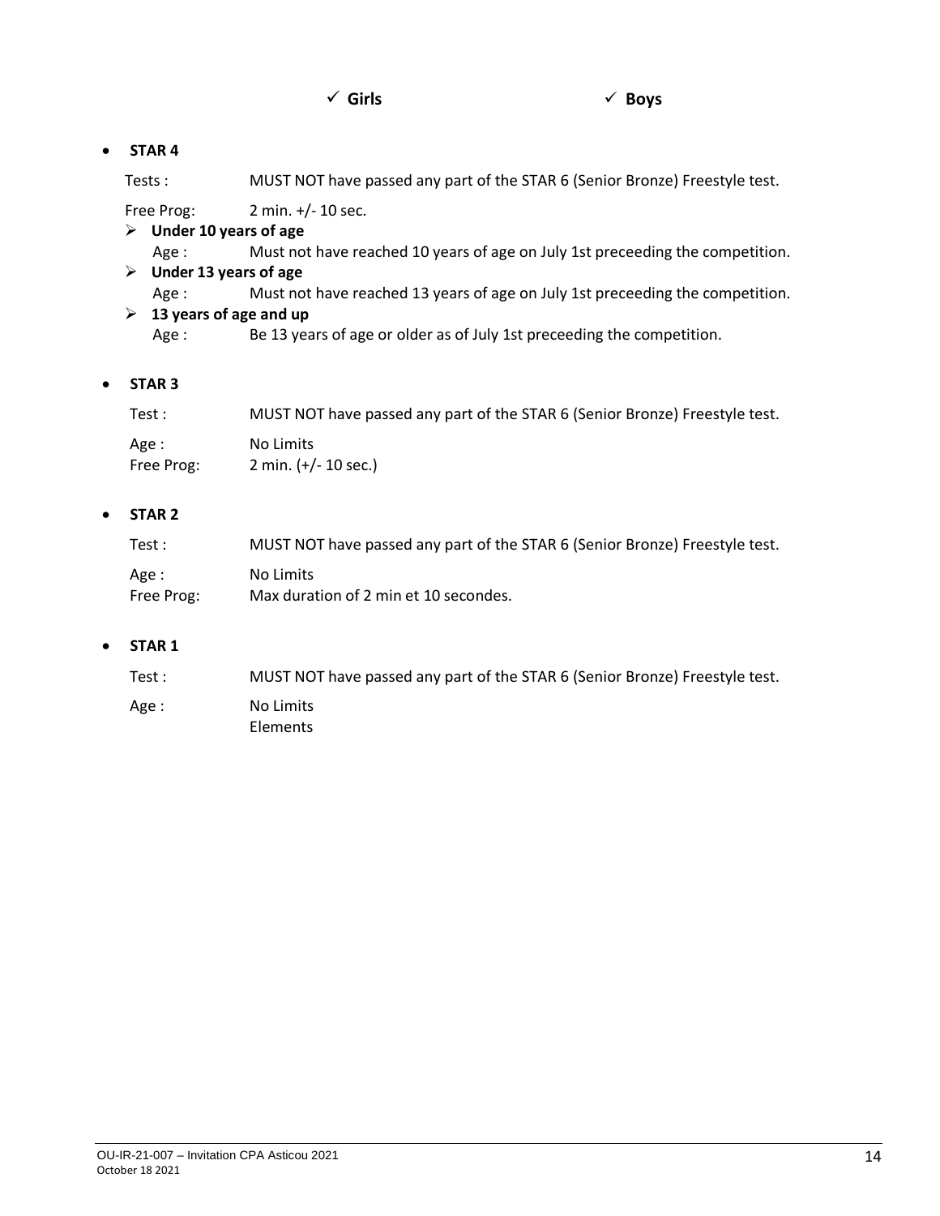✓ **Girls** ✓ **Boys**

- **STAR 4**

  Tests : MUST NOT have passed any part of the STAR 6 (Senior Bronze) Freestyle test.

  Free Prog: 2 min. +/- 10 sec.

  - **Under 10 years of age**

    Age : Must not have reached 10 years of age on July 1st preceeding the competition.

  - **Under 13 years of age**

    Age : Must not have reached 13 years of age on July 1st preceeding the competition.

  - **13 years of age and up**

    Age : Be 13 years of age or older as of July 1st preceeding the competition.

- **STAR 3**

  Test : MUST NOT have passed any part of the STAR 6 (Senior Bronze) Freestyle test.

  Age : No Limits

  Free Prog: 2 min. (+/- 10 sec.)

- **STAR 2**

  Test : MUST NOT have passed any part of the STAR 6 (Senior Bronze) Freestyle test.

  Age : No Limits

  Free Prog: Max duration of 2 min et 10 secondes.

- **STAR 1**

  Test : MUST NOT have passed any part of the STAR 6 (Senior Bronze) Freestyle test.

  Age : No Limits

  Elements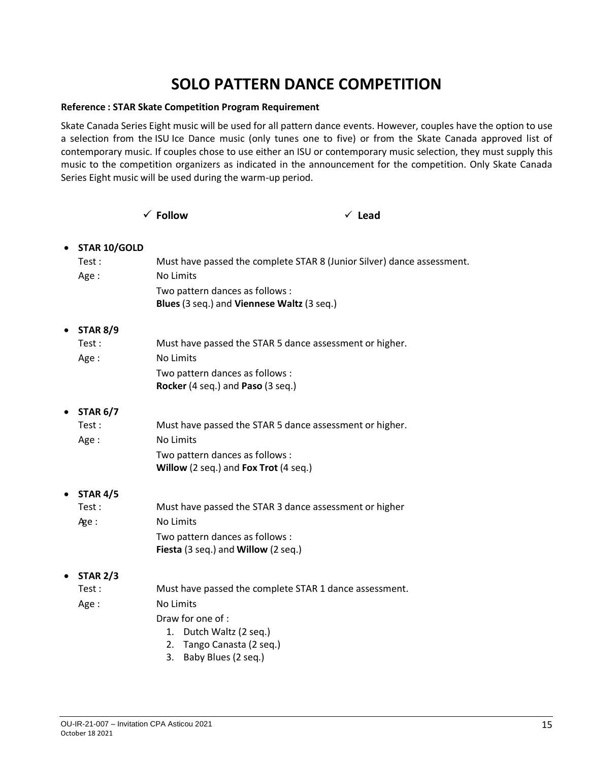# SOLO PATTERN DANCE COMPETITION

**Reference : STAR Skate Competition Program Requirement**

Skate Canada Series Eight music will be used for all pattern dance events. However, couples have the option to use a selection from the ISU Ice Dance music (only tunes one to five) or from the Skate Canada approved list of contemporary music. If couples chose to use either an ISU or contemporary music selection, they must supply this music to the competition organizers as indicated in the announcement for the competition. Only Skate Canada Series Eight music will be used during the warm-up period.

✓ **Follow** ✓ **Lead**

- **STAR 10/GOLD**
  - Test : Must have passed the complete STAR 8 (Junior Silver) dance assessment.
  - Age : No Limits
  - Two pattern dances as follows :
    **Blues** (3 seq.) and **Viennese Waltz** (3 seq.)

- **STAR 8/9**
  - Test : Must have passed the STAR 5 dance assessment or higher.
  - Age : No Limits
  - Two pattern dances as follows :
    **Rocker** (4 seq.) and **Paso** (3 seq.)

- **STAR 6/7**
  - Test : Must have passed the STAR 5 dance assessment or higher.
  - Age : No Limits
  - Two pattern dances as follows :
    **Willow** (2 seq.) and **Fox Trot** (4 seq.)

- **STAR 4/5**
  - Test : Must have passed the STAR 3 dance assessment or higher
  - Age : No Limits
  - Two pattern dances as follows :
    **Fiesta** (3 seq.) and **Willow** (2 seq.)

- **STAR 2/3**
  - Test : Must have passed the complete STAR 1 dance assessment.
  - Age : No Limits
  - Draw for one of :
    1. Dutch Waltz (2 seq.)
    2. Tango Canasta (2 seq.)
    3. Baby Blues (2 seq.)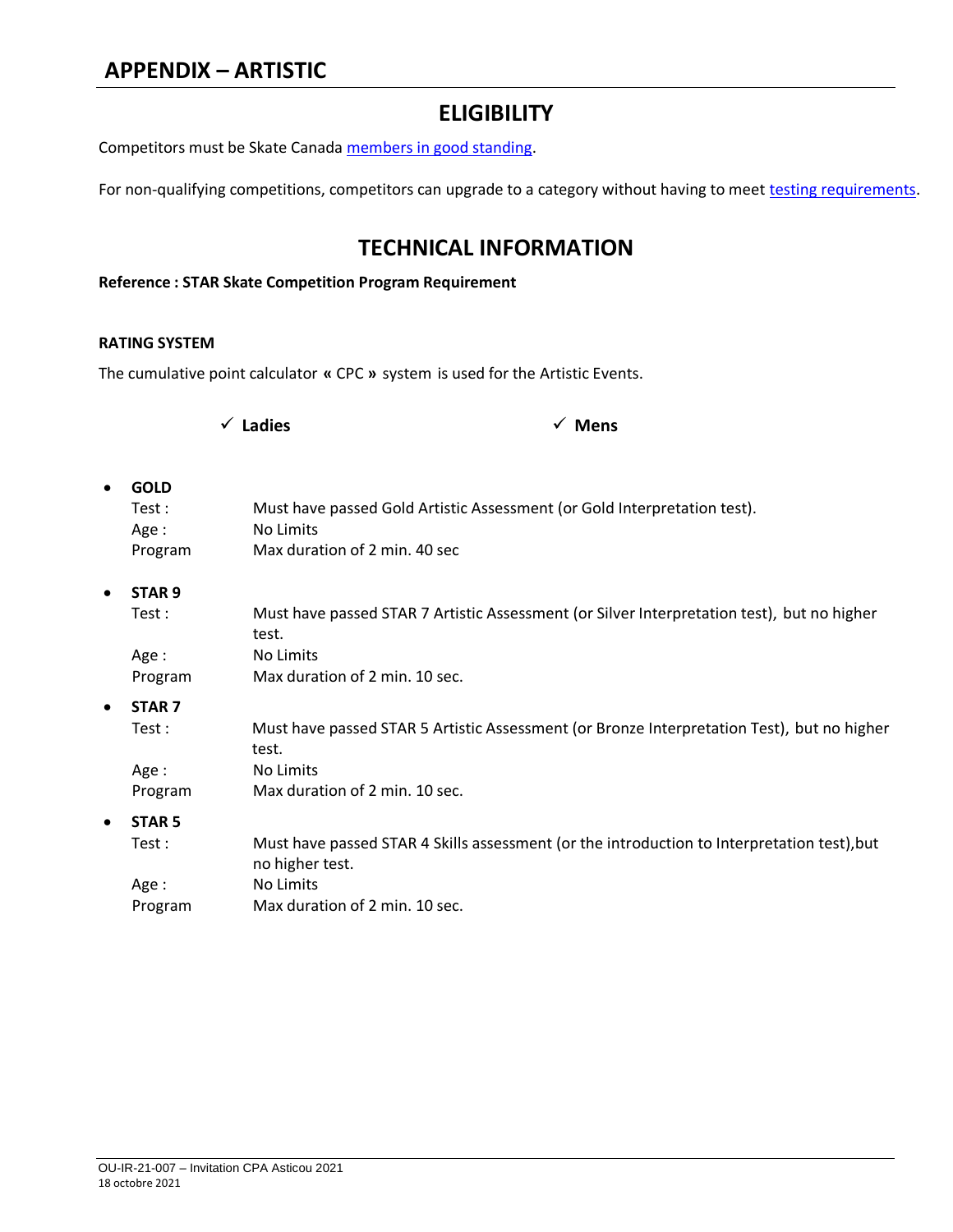# APPENDIX – ARTISTIC

## ELIGIBILITY

Competitors must be Skate Canada members in good standing.

For non-qualifying competitions, competitors can upgrade to a category without having to meet testing requirements.

## TECHNICAL INFORMATION

**Reference : STAR Skate Competition Program Requirement**

**RATING SYSTEM**

The cumulative point calculator « CPC » system is used for the Artistic Events.

✓ **Ladies** ✓ **Mens**

- **GOLD**
  - Test : Must have passed Gold Artistic Assessment (or Gold Interpretation test).
  - Age : No Limits
  - Program Max duration of 2 min. 40 sec
- **STAR 9**
  - Test : Must have passed STAR 7 Artistic Assessment (or Silver Interpretation test), but no higher test.
  - Age : No Limits
  - Program Max duration of 2 min. 10 sec.
- **STAR 7**
  - Test : Must have passed STAR 5 Artistic Assessment (or Bronze Interpretation Test), but no higher test.
  - Age : No Limits
  - Program Max duration of 2 min. 10 sec.
- **STAR 5**
  - Test : Must have passed STAR 4 Skills assessment (or the introduction to Interpretation test),but no higher test.
  - Age : No Limits
  - Program Max duration of 2 min. 10 sec.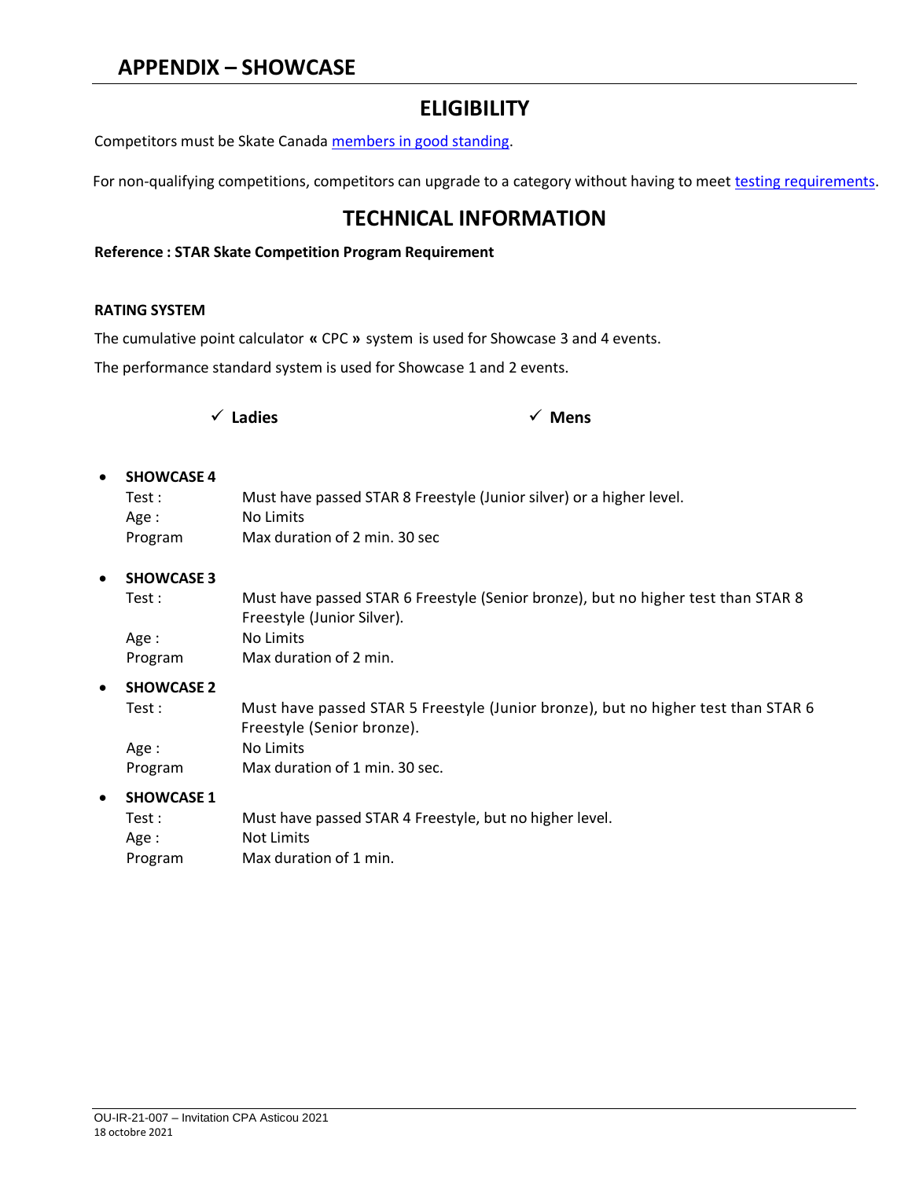# APPENDIX – SHOWCASE

## ELIGIBILITY

Competitors must be Skate Canada members in good standing.

For non-qualifying competitions, competitors can upgrade to a category without having to meet testing requirements.

## TECHNICAL INFORMATION

**Reference : STAR Skate Competition Program Requirement**

**RATING SYSTEM**

The cumulative point calculator **«** CPC **»** system is used for Showcase 3 and 4 events.

The performance standard system is used for Showcase 1 and 2 events.

✓ **Ladies** ✓ **Mens**

- **SHOWCASE 4**
  - Test : Must have passed STAR 8 Freestyle (Junior silver) or a higher level.
  - Age : No Limits
  - Program Max duration of 2 min. 30 sec

- **SHOWCASE 3**
  - Test : Must have passed STAR 6 Freestyle (Senior bronze), but no higher test than STAR 8 Freestyle (Junior Silver).
  - Age : No Limits
  - Program Max duration of 2 min.

- **SHOWCASE 2**
  - Test : Must have passed STAR 5 Freestyle (Junior bronze), but no higher test than STAR 6 Freestyle (Senior bronze).
  - Age : No Limits
  - Program Max duration of 1 min. 30 sec.

- **SHOWCASE 1**
  - Test : Must have passed STAR 4 Freestyle, but no higher level.
  - Age : Not Limits
  - Program Max duration of 1 min.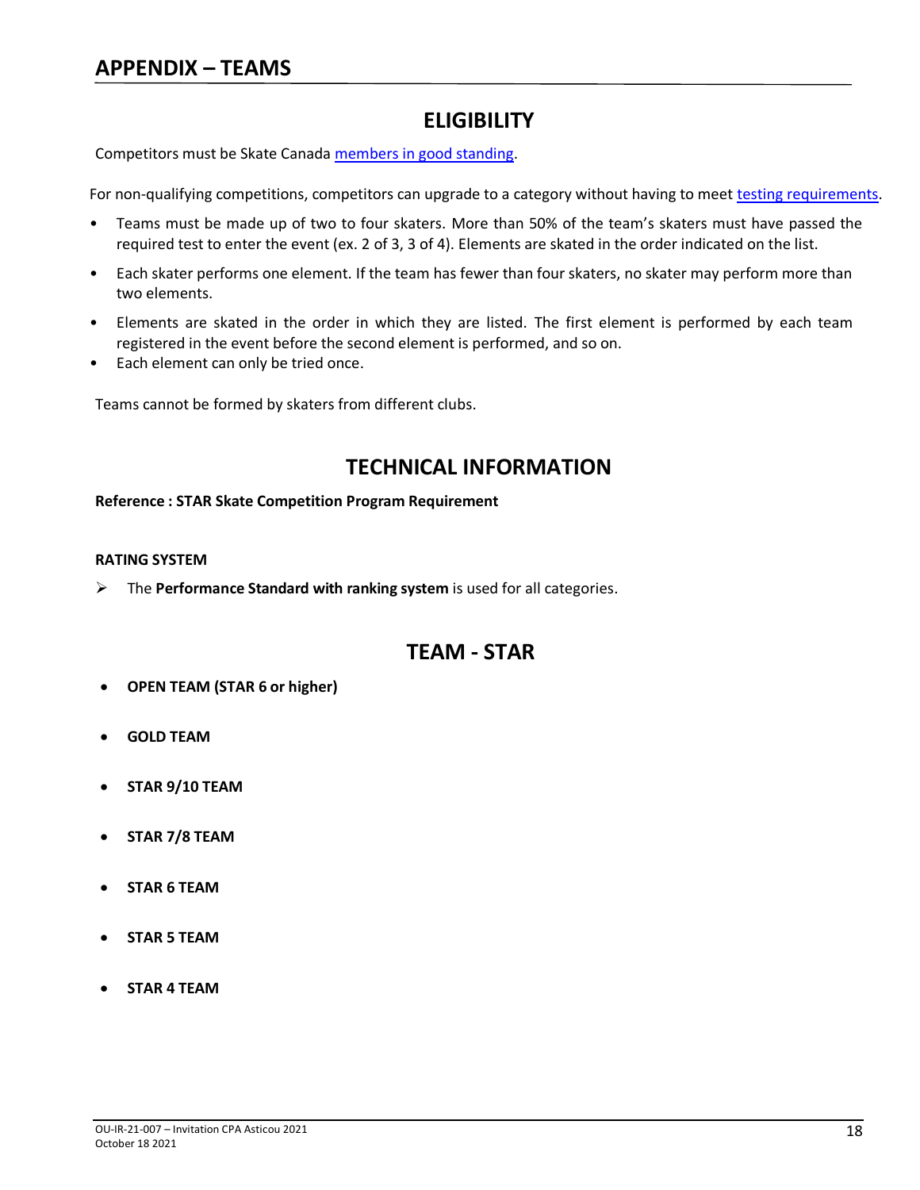# APPENDIX – TEAMS

## ELIGIBILITY

Competitors must be Skate Canada members in good standing.

For non-qualifying competitions, competitors can upgrade to a category without having to meet testing requirements.

- Teams must be made up of two to four skaters. More than 50% of the team's skaters must have passed the required test to enter the event (ex. 2 of 3, 3 of 4). Elements are skated in the order indicated on the list.
- Each skater performs one element. If the team has fewer than four skaters, no skater may perform more than two elements.
- Elements are skated in the order in which they are listed. The first element is performed by each team registered in the event before the second element is performed, and so on.
- Each element can only be tried once.

Teams cannot be formed by skaters from different clubs.

## TECHNICAL INFORMATION

**Reference : STAR Skate Competition Program Requirement**

**RATING SYSTEM**

- The **Performance Standard with ranking system** is used for all categories.

## TEAM - STAR

- **OPEN TEAM (STAR 6 or higher)**
- **GOLD TEAM**
- **STAR 9/10 TEAM**
- **STAR 7/8 TEAM**
- **STAR 6 TEAM**
- **STAR 5 TEAM**
- **STAR 4 TEAM**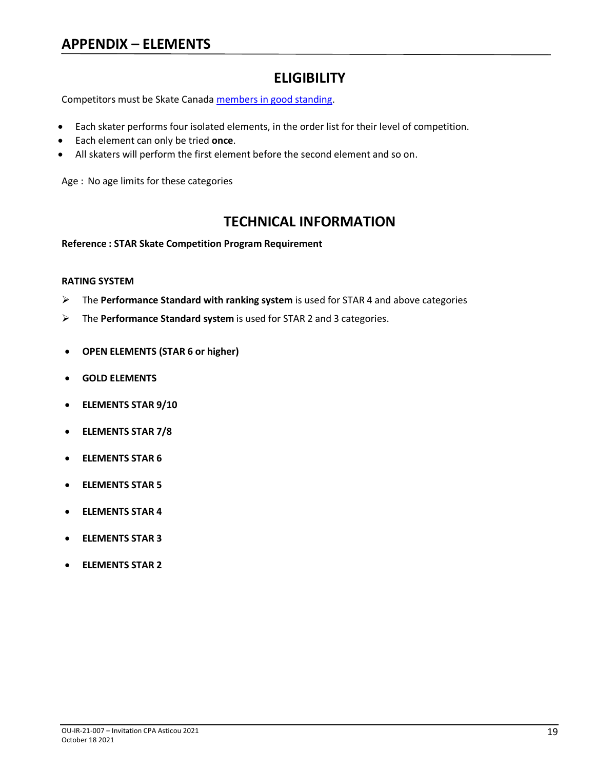# APPENDIX – ELEMENTS

## ELIGIBILITY

Competitors must be Skate Canada members in good standing.

- Each skater performs four isolated elements, in the order list for their level of competition.
- Each element can only be tried **once**.
- All skaters will perform the first element before the second element and so on.

Age : No age limits for these categories

## TECHNICAL INFORMATION

**Reference : STAR Skate Competition Program Requirement**

**RATING SYSTEM**

- The **Performance Standard with ranking system** is used for STAR 4 and above categories
- The **Performance Standard system** is used for STAR 2 and 3 categories.

- **OPEN ELEMENTS (STAR 6 or higher)**
- **GOLD ELEMENTS**
- **ELEMENTS STAR 9/10**
- **ELEMENTS STAR 7/8**
- **ELEMENTS STAR 6**
- **ELEMENTS STAR 5**
- **ELEMENTS STAR 4**
- **ELEMENTS STAR 3**
- **ELEMENTS STAR 2**